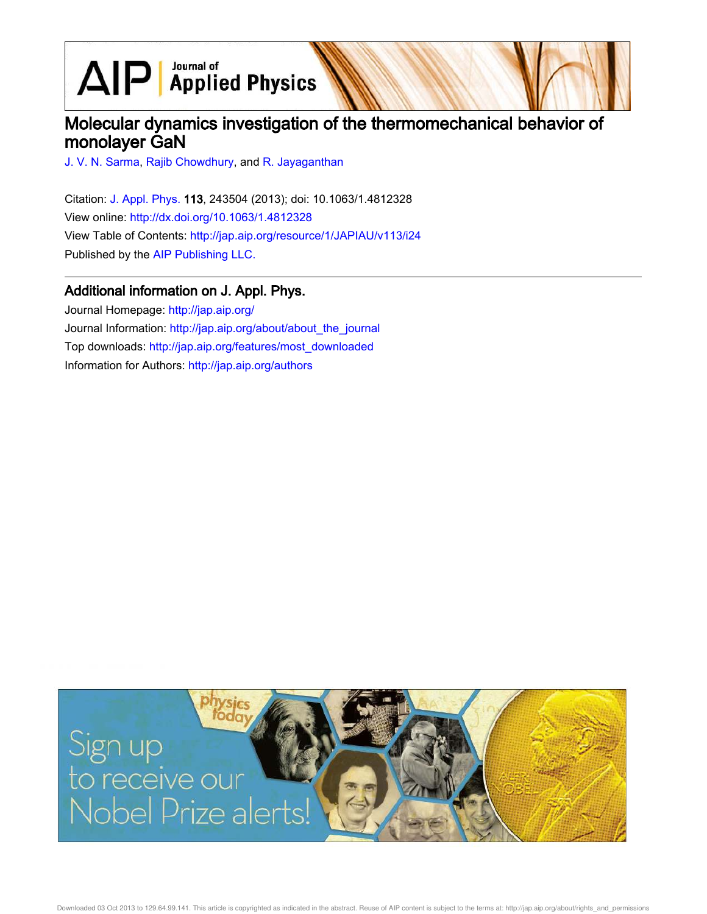# Molecular dynamics investigation of the thermomechanical behavior of monolayer GaN

J. V. N. Sarma, Rajib Chowdhury, and R. Jayaganthan

Citation: J. Appl. Phys. **113**, 243504 (2013); doi: 10.1063/1.4812328

View online: http://dx.doi.org/10.1063/1.4812328

View Table of Contents: http://jap.aip.org/resource/1/JAPIAU/v113/i24

Published by the AIP Publishing LLC.

## Additional information on J. Appl. Phys.

Journal Homepage: http://jap.aip.org/

Journal Information: http://jap.aip.org/about/about_the_journal

Top downloads: http://jap.aip.org/features/most_downloaded

Information for Authors: http://jap.aip.org/authors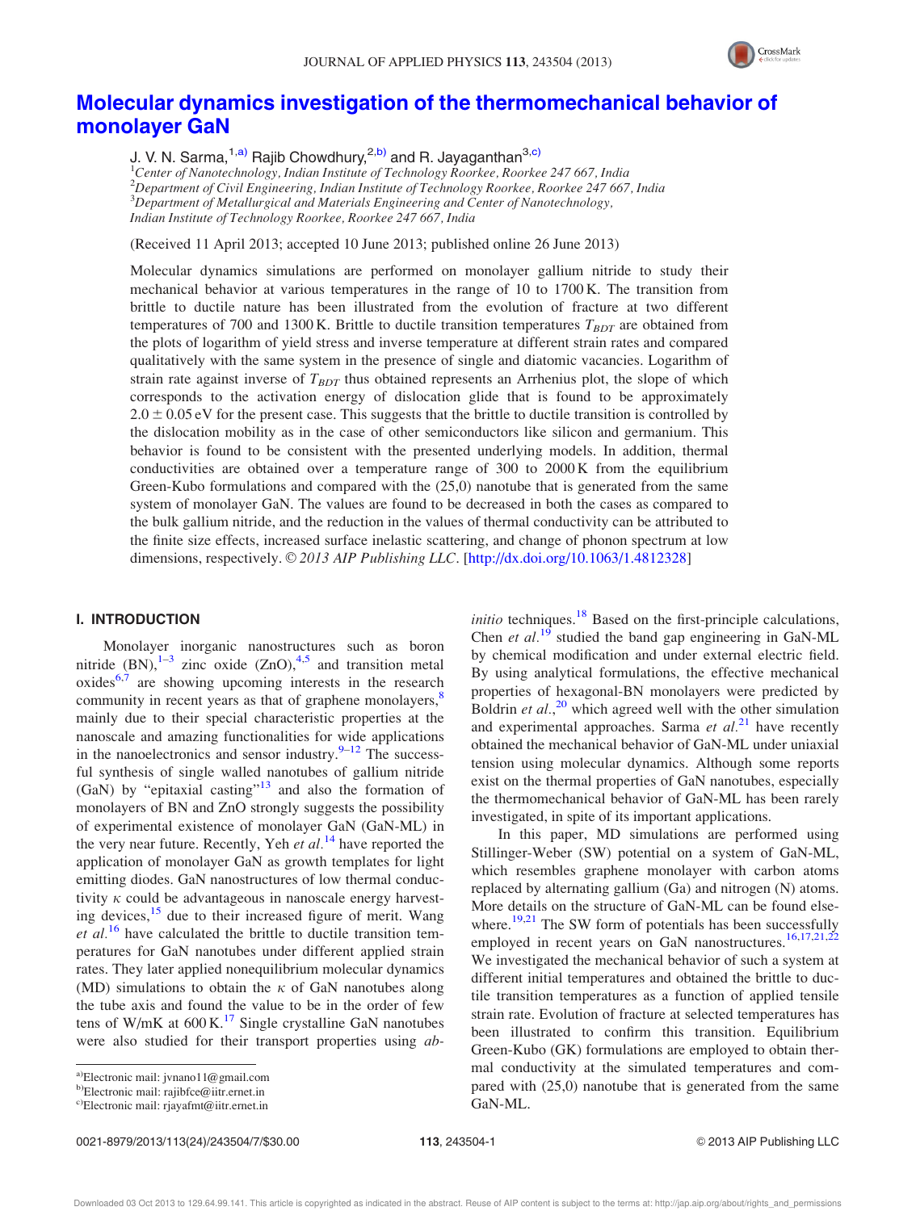# Molecular dynamics investigation of the thermomechanical behavior of monolayer GaN

J. V. N. Sarma,[1,a)] Rajib Chowdhury,[2,b)] and R. Jayaganthan[3,c)]

[1]Center of Nanotechnology, Indian Institute of Technology Roorkee, Roorkee 247 667, India
[2]Department of Civil Engineering, Indian Institute of Technology Roorkee, Roorkee 247 667, India
[3]Department of Metallurgical and Materials Engineering and Center of Nanotechnology, Indian Institute of Technology Roorkee, Roorkee 247 667, India

(Received 11 April 2013; accepted 10 June 2013; published online 26 June 2013)

Molecular dynamics simulations are performed on monolayer gallium nitride to study their mechanical behavior at various temperatures in the range of 10 to 1700 K. The transition from brittle to ductile nature has been illustrated from the evolution of fracture at two different temperatures of 700 and 1300 K. Brittle to ductile transition temperatures $T_{BDT}$ are obtained from the plots of logarithm of yield stress and inverse temperature at different strain rates and compared qualitatively with the same system in the presence of single and diatomic vacancies. Logarithm of strain rate against inverse of $T_{BDT}$ thus obtained represents an Arrhenius plot, the slope of which corresponds to the activation energy of dislocation glide that is found to be approximately $2.0 \pm 0.05$ eV for the present case. This suggests that the brittle to ductile transition is controlled by the dislocation mobility as in the case of other semiconductors like silicon and germanium. This behavior is found to be consistent with the presented underlying models. In addition, thermal conductivities are obtained over a temperature range of 300 to 2000 K from the equilibrium Green-Kubo formulations and compared with the (25,0) nanotube that is generated from the same system of monolayer GaN. The values are found to be decreased in both the cases as compared to the bulk gallium nitride, and the reduction in the values of thermal conductivity can be attributed to the finite size effects, increased surface inelastic scattering, and change of phonon spectrum at low dimensions, respectively. © 2013 AIP Publishing LLC. [http://dx.doi.org/10.1063/1.4812328]

## I. INTRODUCTION

Monolayer inorganic nanostructures such as boron nitride (BN),[1–3] zinc oxide (ZnO),[4,5] and transition metal oxides[6,7] are showing upcoming interests in the research community in recent years as that of graphene monolayers,[8] mainly due to their special characteristic properties at the nanoscale and amazing functionalities for wide applications in the nanoelectronics and sensor industry.[9–12] The successful synthesis of single walled nanotubes of gallium nitride (GaN) by "epitaxial casting"[13] and also the formation of monolayers of BN and ZnO strongly suggests the possibility of experimental existence of monolayer GaN (GaN-ML) in the very near future. Recently, Yeh *et al.*[14] have reported the application of monolayer GaN as growth templates for light emitting diodes. GaN nanostructures of low thermal conductivity $\kappa$ could be advantageous in nanoscale energy harvesting devices,[15] due to their increased figure of merit. Wang *et al.*[16] have calculated the brittle to ductile transition temperatures for GaN nanotubes under different applied strain rates. They later applied nonequilibrium molecular dynamics (MD) simulations to obtain the $\kappa$ of GaN nanotubes along the tube axis and found the value to be in the order of few tens of W/mK at 600 K.[17] Single crystalline GaN nanotubes were also studied for their transport properties using *ab-initio* techniques.[18] Based on the first-principle calculations, Chen *et al.*[19] studied the band gap engineering in GaN-ML by chemical modification and under external electric field. By using analytical formulations, the effective mechanical properties of hexagonal-BN monolayers were predicted by Boldrin *et al.*,[20] which agreed well with the other simulation and experimental approaches. Sarma *et al.*[21] have recently obtained the mechanical behavior of GaN-ML under uniaxial tension using molecular dynamics. Although some reports exist on the thermal properties of GaN nanotubes, especially the thermomechanical behavior of GaN-ML has been rarely investigated, in spite of its important applications.

In this paper, MD simulations are performed using Stillinger-Weber (SW) potential on a system of GaN-ML, which resembles graphene monolayer with carbon atoms replaced by alternating gallium (Ga) and nitrogen (N) atoms. More details on the structure of GaN-ML can be found elsewhere.[19,21] The SW form of potentials has been successfully employed in recent years on GaN nanostructures.[16,17,21,22] We investigated the mechanical behavior of such a system at different initial temperatures and obtained the brittle to ductile transition temperatures as a function of applied tensile strain rate. Evolution of fracture at selected temperatures has been illustrated to confirm this transition. Equilibrium Green-Kubo (GK) formulations are employed to obtain thermal conductivity at the simulated temperatures and compared with (25,0) nanotube that is generated from the same GaN-ML.

a)Electronic mail: jvnano11@gmail.com
b)Electronic mail: rajibfce@iitr.ernet.in
c)Electronic mail: rjayafmt@iitr.ernet.in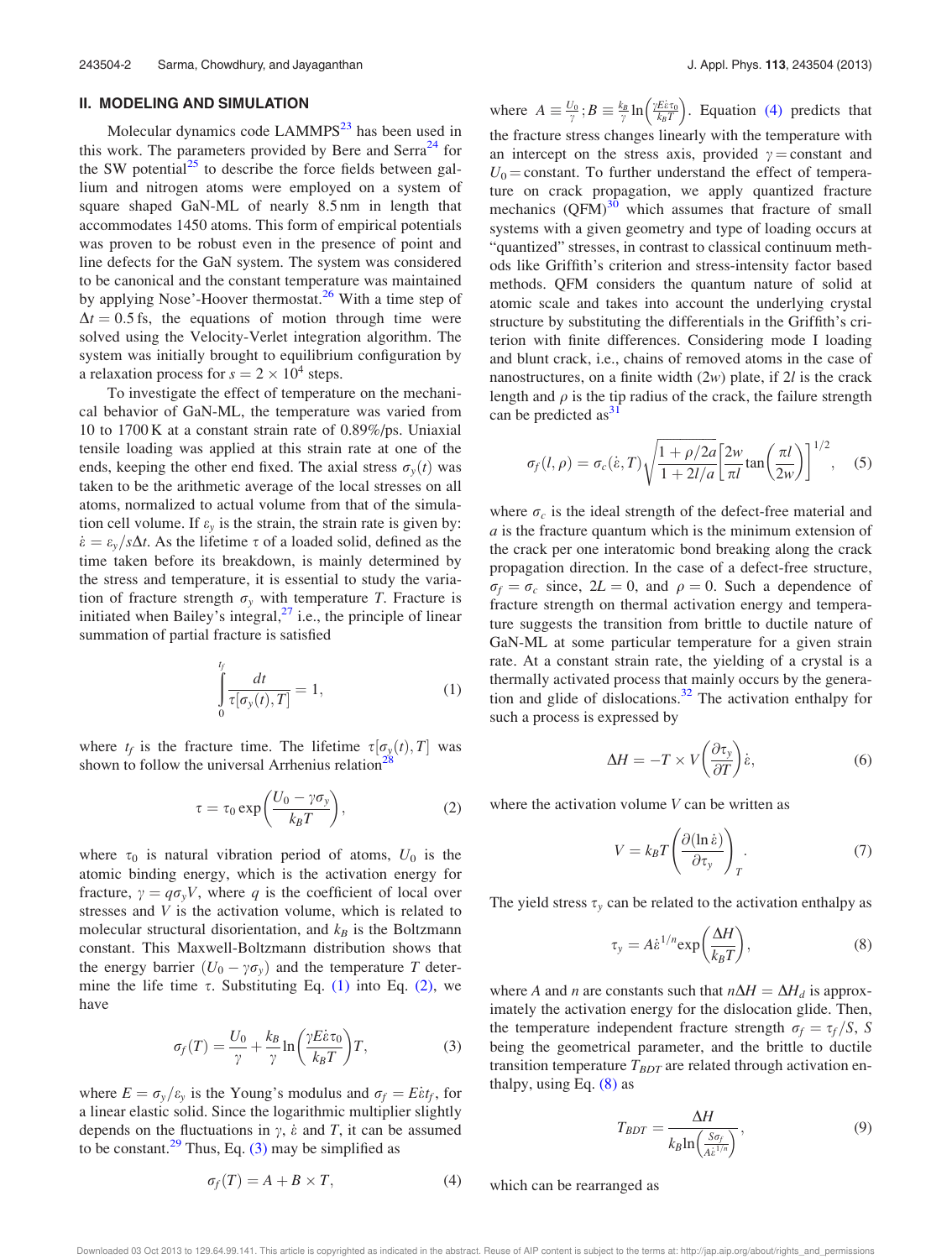## II. MODELING AND SIMULATION

Molecular dynamics code LAMMPS[23] has been used in this work. The parameters provided by Bere and Serra[24] for the SW potential[25] to describe the force fields between gallium and nitrogen atoms were employed on a system of square shaped GaN-ML of nearly 8.5 nm in length that accommodates 1450 atoms. This form of empirical potentials was proven to be robust even in the presence of point and line defects for the GaN system. The system was considered to be canonical and the constant temperature was maintained by applying Nose'-Hoover thermostat.[26] With a time step of $\Delta t = 0.5$ fs, the equations of motion through time were solved using the Velocity-Verlet integration algorithm. The system was initially brought to equilibrium configuration by a relaxation process for $s = 2 \times 10^4$ steps.

To investigate the effect of temperature on the mechanical behavior of GaN-ML, the temperature was varied from 10 to 1700 K at a constant strain rate of 0.89%/ps. Uniaxial tensile loading was applied at this strain rate at one of the ends, keeping the other end fixed. The axial stress $\sigma_y(t)$ was taken to be the arithmetic average of the local stresses on all atoms, normalized to actual volume from that of the simulation cell volume. If $\varepsilon_y$ is the strain, the strain rate is given by: $\dot{\varepsilon} = \varepsilon_y / s\Delta t$. As the lifetime $\tau$ of a loaded solid, defined as the time taken before its breakdown, is mainly determined by the stress and temperature, it is essential to study the variation of fracture strength $\sigma_y$ with temperature $T$. Fracture is initiated when Bailey's integral,[27] i.e., the principle of linear summation of partial fracture is satisfied

$$\int_0^{t_f} \frac{dt}{\tau[\sigma_y(t), T]} = 1, \tag{1}$$

where $t_f$ is the fracture time. The lifetime $\tau[\sigma_y(t), T]$ was shown to follow the universal Arrhenius relation[28]

$$\tau = \tau_0 \exp\left(\frac{U_0 - \gamma\sigma_y}{k_B T}\right), \tag{2}$$

where $\tau_0$ is natural vibration period of atoms, $U_0$ is the atomic binding energy, which is the activation energy for fracture, $\gamma = q\sigma_y V$, where $q$ is the coefficient of local over stresses and $V$ is the activation volume, which is related to molecular structural disorientation, and $k_B$ is the Boltzmann constant. This Maxwell-Boltzmann distribution shows that the energy barrier $(U_0 - \gamma\sigma_y)$ and the temperature $T$ determine the life time $\tau$. Substituting Eq. (1) into Eq. (2), we have

$$\sigma_f(T) = \frac{U_0}{\gamma} + \frac{k_B}{\gamma} \ln\left(\frac{\gamma E \dot{\varepsilon} \tau_0}{k_B T}\right) T, \tag{3}$$

where $E = \sigma_y / \varepsilon_y$ is the Young's modulus and $\sigma_f = E\dot{\varepsilon}t_f$, for a linear elastic solid. Since the logarithmic multiplier slightly depends on the fluctuations in $\gamma$, $\dot{\varepsilon}$ and $T$, it can be assumed to be constant.[29] Thus, Eq. (3) may be simplified as

$$\sigma_f(T) = A + B \times T, \tag{4}$$

where $A \equiv \frac{U_0}{\gamma}; B \equiv \frac{k_B}{\gamma} \ln\left(\frac{\gamma E \dot{\varepsilon} \tau_0}{k_B T}\right)$. Equation (4) predicts that the fracture stress changes linearly with the temperature with an intercept on the stress axis, provided $\gamma =$ constant and $U_0 =$ constant. To further understand the effect of temperature on crack propagation, we apply quantized fracture mechanics (QFM)[30] which assumes that fracture of small systems with a given geometry and type of loading occurs at "quantized" stresses, in contrast to classical continuum methods like Griffith's criterion and stress-intensity factor based methods. QFM considers the quantum nature of solid at atomic scale and takes into account the underlying crystal structure by substituting the differentials in the Griffith's criterion with finite differences. Considering mode I loading and blunt crack, i.e., chains of removed atoms in the case of nanostructures, on a finite width ($2w$) plate, if $2l$ is the crack length and $\rho$ is the tip radius of the crack, the failure strength can be predicted as[31]

$$\sigma_f(l, \rho) = \sigma_c(\dot{\varepsilon}, T) \sqrt{\frac{1 + \rho/2a}{1 + 2l/a}} \left[\frac{2w}{\pi l} \tan\left(\frac{\pi l}{2w}\right)\right]^{1/2}, \tag{5}$$

where $\sigma_c$ is the ideal strength of the defect-free material and $a$ is the fracture quantum which is the minimum extension of the crack per one interatomic bond breaking along the crack propagation direction. In the case of a defect-free structure, $\sigma_f = \sigma_c$ since, $2L = 0$, and $\rho = 0$. Such a dependence of fracture strength on thermal activation energy and temperature suggests the transition from brittle to ductile nature of GaN-ML at some particular temperature for a given strain rate. At a constant strain rate, the yielding of a crystal is a thermally activated process that mainly occurs by the generation and glide of dislocations.[32] The activation enthalpy for such a process is expressed by

$$\Delta H = -T \times V \left(\frac{\partial \tau_y}{\partial T}\right)_{\dot{\varepsilon}}, \tag{6}$$

where the activation volume $V$ can be written as

$$V = k_B T \left(\frac{\partial (\ln \dot{\varepsilon})}{\partial \tau_y}\right)_T. \tag{7}$$

The yield stress $\tau_y$ can be related to the activation enthalpy as

$$\tau_y = A \dot{\varepsilon}^{1/n} \exp\left(\frac{\Delta H}{k_B T}\right), \tag{8}$$

where $A$ and $n$ are constants such that $n\Delta H = \Delta H_d$ is approximately the activation energy for the dislocation glide. Then, the temperature independent fracture strength $\sigma_f = \tau_f / S$, $S$ being the geometrical parameter, and the brittle to ductile transition temperature $T_{BDT}$ are related through activation enthalpy, using Eq. (8) as

$$T_{BDT} = \frac{\Delta H}{k_B \ln\left(\frac{S\sigma_f}{A\dot{\varepsilon}^{1/n}}\right)}, \tag{9}$$

which can be rearranged as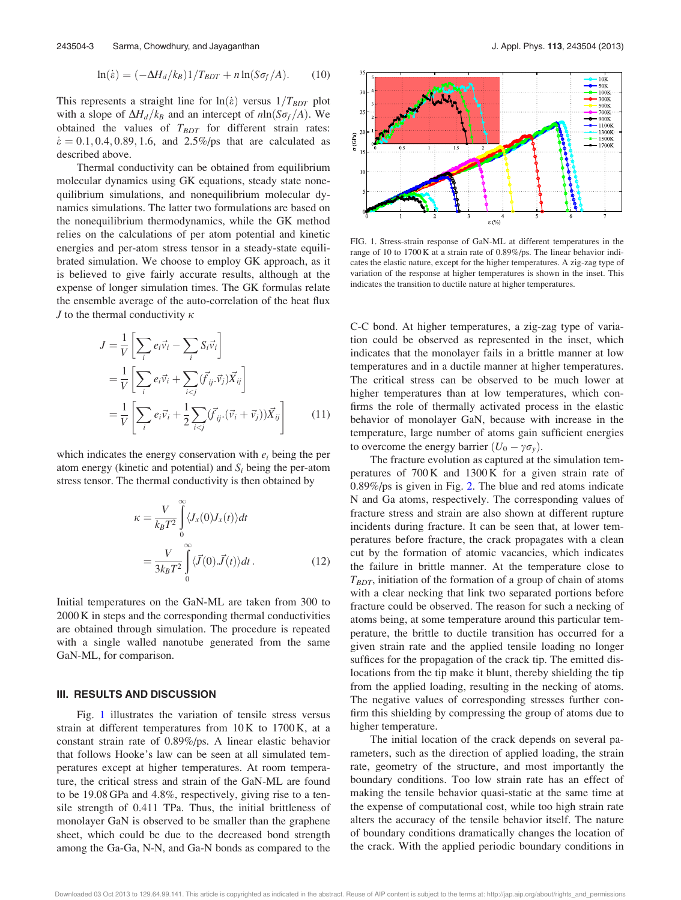$$\ln(\dot{\varepsilon}) = (-\Delta H_d/k_B)1/T_{BDT} + n\ln(S\sigma_f/A). \quad (10)$$

This represents a straight line for $\ln(\dot{\varepsilon})$ versus $1/T_{BDT}$ plot with a slope of $\Delta H_d/k_B$ and an intercept of $n\ln(S\sigma_f/A)$. We obtained the values of $T_{BDT}$ for different strain rates: $\dot{\varepsilon} = 0.1, 0.4, 0.89, 1.6,$ and $2.5\%$/ps that are calculated as described above.

Thermal conductivity can be obtained from equilibrium molecular dynamics using GK equations, steady state nonequilibrium simulations, and nonequilibrium molecular dynamics simulations. The latter two formulations are based on the nonequilibrium thermodynamics, while the GK method relies on the calculations of per atom potential and kinetic energies and per-atom stress tensor in a steady-state equilibrated simulation. We choose to employ GK approach, as it is believed to give fairly accurate results, although at the expense of longer simulation times. The GK formulas relate the ensemble average of the auto-correlation of the heat flux $J$ to the thermal conductivity $\kappa$

$$\begin{aligned} J &= \frac{1}{V}\left[\sum_i e_i\vec{v}_i - \sum_i S_i\vec{v}_i\right] \\ &= \frac{1}{V}\left[\sum_i e_i\vec{v}_i + \sum_{i<j}(\vec{f}_{ij}.\vec{v}_j)\vec{X}_{ij}\right] \\ &= \frac{1}{V}\left[\sum_i e_i\vec{v}_i + \frac{1}{2}\sum_{i<j}(\vec{f}_{ij}.(\vec{v}_i+\vec{v}_j))\vec{X}_{ij}\right] \end{aligned} \quad (11)$$

which indicates the energy conservation with $e_i$ being the per atom energy (kinetic and potential) and $S_i$ being the per-atom stress tensor. The thermal conductivity is then obtained by

$$\begin{aligned} \kappa &= \frac{V}{k_B T^2}\int_0^\infty \langle J_x(0)J_x(t)\rangle dt \\ &= \frac{V}{3k_B T^2}\int_0^\infty \langle \vec{J}(0).\vec{J}(t)\rangle dt. \end{aligned} \quad (12)$$

Initial temperatures on the GaN-ML are taken from 300 to 2000 K in steps and the corresponding thermal conductivities are obtained through simulation. The procedure is repeated with a single walled nanotube generated from the same GaN-ML, for comparison.

## III. RESULTS AND DISCUSSION

Fig. 1 illustrates the variation of tensile stress versus strain at different temperatures from 10 K to 1700 K, at a constant strain rate of 0.89%/ps. A linear elastic behavior that follows Hooke's law can be seen at all simulated temperatures except at higher temperatures. At room temperature, the critical stress and strain of the GaN-ML are found to be 19.08 GPa and 4.8%, respectively, giving rise to a tensile strength of 0.411 TPa. Thus, the initial brittleness of monolayer GaN is observed to be smaller than the graphene sheet, which could be due to the decreased bond strength among the Ga-Ga, N-N, and Ga-N bonds as compared to the C-C bond. At higher temperatures, a zig-zag type of variation could be observed as represented in the inset, which indicates that the monolayer fails in a brittle manner at low temperatures and in a ductile manner at higher temperatures. The critical stress can be observed to be much lower at higher temperatures than at low temperatures, which confirms the role of thermally activated process in the elastic behavior of monolayer GaN, because with increase in the temperature, large number of atoms gain sufficient energies to overcome the energy barrier $(U_0 - \gamma\sigma_y)$.

FIG. 1. Stress-strain response of GaN-ML at different temperatures in the range of 10 to 1700 K at a strain rate of 0.89%/ps. The linear behavior indicates the elastic nature, except for the higher temperatures. A zig-zag type of variation of the response at higher temperatures is shown in the inset. This indicates the transition to ductile nature at higher temperatures.

The fracture evolution as captured at the simulation temperatures of 700 K and 1300 K for a given strain rate of 0.89%/ps is given in Fig. 2. The blue and red atoms indicate N and Ga atoms, respectively. The corresponding values of fracture stress and strain are also shown at different rupture incidents during fracture. It can be seen that, at lower temperatures before fracture, the crack propagates with a clean cut by the formation of atomic vacancies, which indicates the failure in brittle manner. At the temperature close to $T_{BDT}$, initiation of the formation of a group of chain of atoms with a clear necking that link two separated portions before fracture could be observed. The reason for such a necking of atoms being, at some temperature around this particular temperature, the brittle to ductile transition has occurred for a given strain rate and the applied tensile loading no longer suffices for the propagation of the crack tip. The emitted dislocations from the tip make it blunt, thereby shielding the tip from the applied loading, resulting in the necking of atoms. The negative values of corresponding stresses further confirm this shielding by compressing the group of atoms due to higher temperature.

The initial location of the crack depends on several parameters, such as the direction of applied loading, the strain rate, geometry of the structure, and most importantly the boundary conditions. Too low strain rate has an effect of making the tensile behavior quasi-static at the same time at the expense of computational cost, while too high strain rate alters the accuracy of the tensile behavior itself. The nature of boundary conditions dramatically changes the location of the crack. With the applied periodic boundary conditions in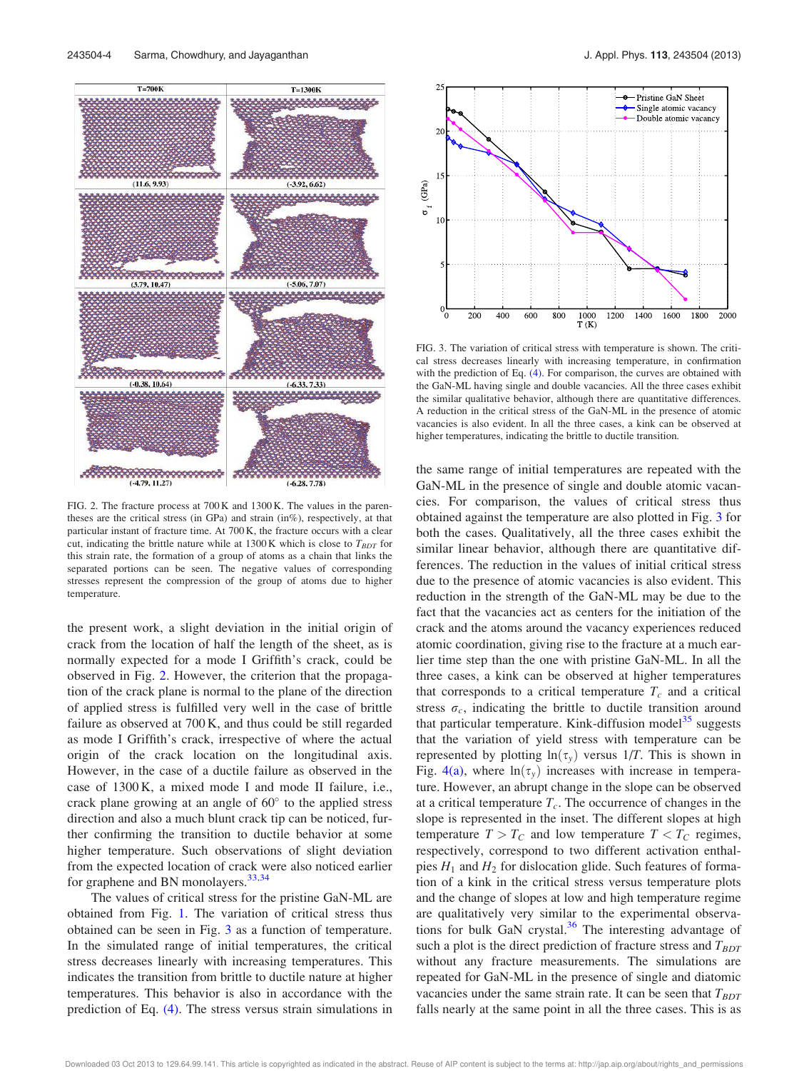FIG. 2. The fracture process at 700 K and 1300 K. The values in the parentheses are the critical stress (in GPa) and strain (in%), respectively, at that particular instant of fracture time. At 700 K, the fracture occurs with a clear cut, indicating the brittle nature while at 1300 K which is close to $T_{BDT}$ for this strain rate, the formation of a group of atoms as a chain that links the separated portions can be seen. The negative values of corresponding stresses represent the compression of the group of atoms due to higher temperature.

FIG. 3. The variation of critical stress with temperature is shown. The critical stress decreases linearly with increasing temperature, in confirmation with the prediction of Eq. (4). For comparison, the curves are obtained with the GaN-ML having single and double vacancies. All the three cases exhibit the similar qualitative behavior, although there are quantitative differences. A reduction in the critical stress of the GaN-ML in the presence of atomic vacancies is also evident. In all the three cases, a kink can be observed at higher temperatures, indicating the brittle to ductile transition.

the present work, a slight deviation in the initial origin of crack from the location of half the length of the sheet, as is normally expected for a mode I Griffith's crack, could be observed in Fig. 2. However, the criterion that the propagation of the crack plane is normal to the plane of the direction of applied stress is fulfilled very well in the case of brittle failure as observed at 700 K, and thus could be still regarded as mode I Griffith's crack, irrespective of where the actual origin of the crack location on the longitudinal axis. However, in the case of a ductile failure as observed in the case of 1300 K, a mixed mode I and mode II failure, i.e., crack plane growing at an angle of 60° to the applied stress direction and also a much blunt crack tip can be noticed, further confirming the transition to ductile behavior at some higher temperature. Such observations of slight deviation from the expected location of crack were also noticed earlier for graphene and BN monolayers.[33,34]

The values of critical stress for the pristine GaN-ML are obtained from Fig. 1. The variation of critical stress thus obtained can be seen in Fig. 3 as a function of temperature. In the simulated range of initial temperatures, the critical stress decreases linearly with increasing temperatures. This indicates the transition from brittle to ductile nature at higher temperatures. This behavior is also in accordance with the prediction of Eq. (4). The stress versus strain simulations in the same range of initial temperatures are repeated with the GaN-ML in the presence of single and double atomic vacancies. For comparison, the values of critical stress thus obtained against the temperature are also plotted in Fig. 3 for both the cases. Qualitatively, all the three cases exhibit the similar linear behavior, although there are quantitative differences. The reduction in the values of initial critical stress due to the presence of atomic vacancies is also evident. This reduction in the strength of the GaN-ML may be due to the fact that the vacancies act as centers for the initiation of the crack and the atoms around the vacancy experiences reduced atomic coordination, giving rise to the fracture at a much earlier time step than the one with pristine GaN-ML. In all the three cases, a kink can be observed at higher temperatures that corresponds to a critical temperature $T_c$ and a critical stress $\sigma_c$, indicating the brittle to ductile transition around that particular temperature. Kink-diffusion model[35] suggests that the variation of yield stress with temperature can be represented by plotting $\ln(\tau_y)$ versus $1/T$. This is shown in Fig. 4(a), where $\ln(\tau_y)$ increases with increase in temperature. However, an abrupt change in the slope can be observed at a critical temperature $T_c$. The occurrence of changes in the slope is represented in the inset. The different slopes at high temperature $T > T_C$ and low temperature $T < T_C$ regimes, respectively, correspond to two different activation enthalpies $H_1$ and $H_2$ for dislocation glide. Such features of formation of a kink in the critical stress versus temperature plots and the change of slopes at low and high temperature regime are qualitatively very similar to the experimental observations for bulk GaN crystal.[36] The interesting advantage of such a plot is the direct prediction of fracture stress and $T_{BDT}$ without any fracture measurements. The simulations are repeated for GaN-ML in the presence of single and diatomic vacancies under the same strain rate. It can be seen that $T_{BDT}$ falls nearly at the same point in all the three cases. This is as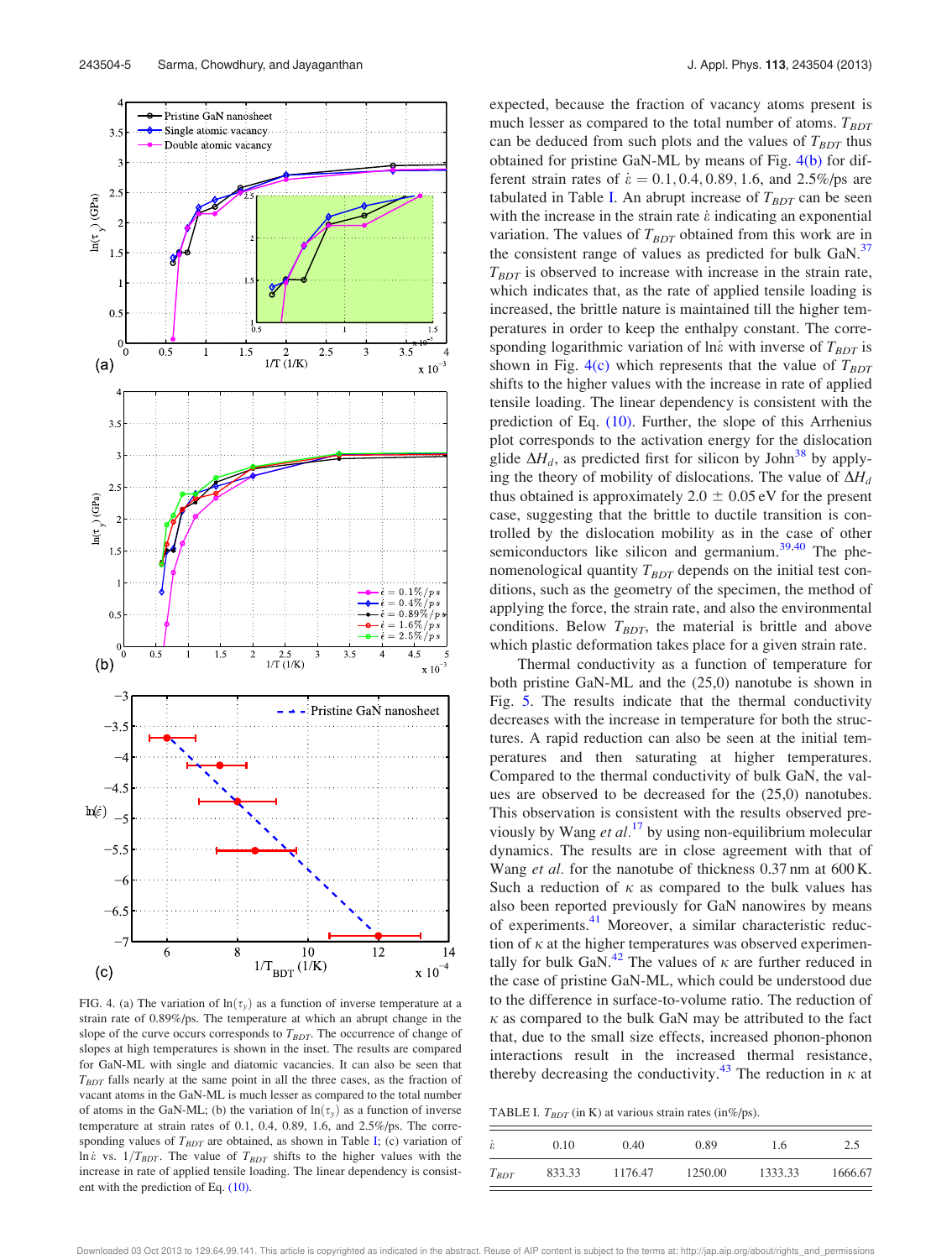FIG. 4. (a) The variation of $\ln(\tau_y)$ as a function of inverse temperature at a strain rate of 0.89%/ps. The temperature at which an abrupt change in the slope of the curve occurs corresponds to $T_{BDT}$. The occurrence of change of slopes at high temperatures is shown in the inset. The results are compared for GaN-ML with single and diatomic vacancies. It can also be seen that $T_{BDT}$ falls nearly at the same point in all the three cases, as the fraction of vacant atoms in the GaN-ML is much lesser as compared to the total number of atoms in the GaN-ML; (b) the variation of $\ln(\tau_y)$ as a function of inverse temperature at strain rates of 0.1, 0.4, 0.89, 1.6, and 2.5%/ps. The corresponding values of $T_{BDT}$ are obtained, as shown in Table I; (c) variation of $\ln\dot{\varepsilon}$ vs. $1/T_{BDT}$. The value of $T_{BDT}$ shifts to the higher values with the increase in rate of applied tensile loading. The linear dependency is consistent with the prediction of Eq. (10).

expected, because the fraction of vacancy atoms present is much lesser as compared to the total number of atoms. $T_{BDT}$ can be deduced from such plots and the values of $T_{BDT}$ thus obtained for pristine GaN-ML by means of Fig. 4(b) for different strain rates of $\dot{\varepsilon} = 0.1, 0.4, 0.89, 1.6$, and 2.5%/ps are tabulated in Table I. An abrupt increase of $T_{BDT}$ can be seen with the increase in the strain rate $\dot{\varepsilon}$ indicating an exponential variation. The values of $T_{BDT}$ obtained from this work are in the consistent range of values as predicted for bulk GaN.[37] $T_{BDT}$ is observed to increase with increase in the strain rate, which indicates that, as the rate of applied tensile loading is increased, the brittle nature is maintained till the higher temperatures in order to keep the enthalpy constant. The corresponding logarithmic variation of $\ln\dot{\varepsilon}$ with inverse of $T_{BDT}$ is shown in Fig. 4(c) which represents that the value of $T_{BDT}$ shifts to the higher values with the increase in rate of applied tensile loading. The linear dependency is consistent with the prediction of Eq. (10). Further, the slope of this Arrhenius plot corresponds to the activation energy for the dislocation glide $\Delta H_d$, as predicted first for silicon by John[38] by applying the theory of mobility of dislocations. The value of $\Delta H_d$ thus obtained is approximately $2.0 \pm 0.05$ eV for the present case, suggesting that the brittle to ductile transition is controlled by the dislocation mobility as in the case of other semiconductors like silicon and germanium.[39,40] The phenomenological quantity $T_{BDT}$ depends on the initial test conditions, such as the geometry of the specimen, the method of applying the force, the strain rate, and also the environmental conditions. Below $T_{BDT}$, the material is brittle and above which plastic deformation takes place for a given strain rate.

Thermal conductivity as a function of temperature for both pristine GaN-ML and the (25,0) nanotube is shown in Fig. 5. The results indicate that the thermal conductivity decreases with the increase in temperature for both the structures. A rapid reduction can also be seen at the initial temperatures and then saturating at higher temperatures. Compared to the thermal conductivity of bulk GaN, the values are observed to be decreased for the (25,0) nanotubes. This observation is consistent with the results observed previously by Wang *et al.*[17] by using non-equilibrium molecular dynamics. The results are in close agreement with that of Wang *et al.* for the nanotube of thickness 0.37 nm at 600 K. Such a reduction of $\kappa$ as compared to the bulk values has also been reported previously for GaN nanowires by means of experiments.[41] Moreover, a similar characteristic reduction of $\kappa$ at the higher temperatures was observed experimentally for bulk GaN.[42] The values of $\kappa$ are further reduced in the case of pristine GaN-ML, which could be understood due to the difference in surface-to-volume ratio. The reduction of $\kappa$ as compared to the bulk GaN may be attributed to the fact that, due to the small size effects, increased phonon-phonon interactions result in the increased thermal resistance, thereby decreasing the conductivity.[43] The reduction in $\kappa$ at

TABLE I. $T_{BDT}$ (in K) at various strain rates (in%/ps).

| $\dot{\varepsilon}$ | 0.10 | 0.40 | 0.89 | 1.6 | 2.5 |
|---|---|---|---|---|---|
| $T_{BDT}$ | 833.33 | 1176.47 | 1250.00 | 1333.33 | 1666.67 |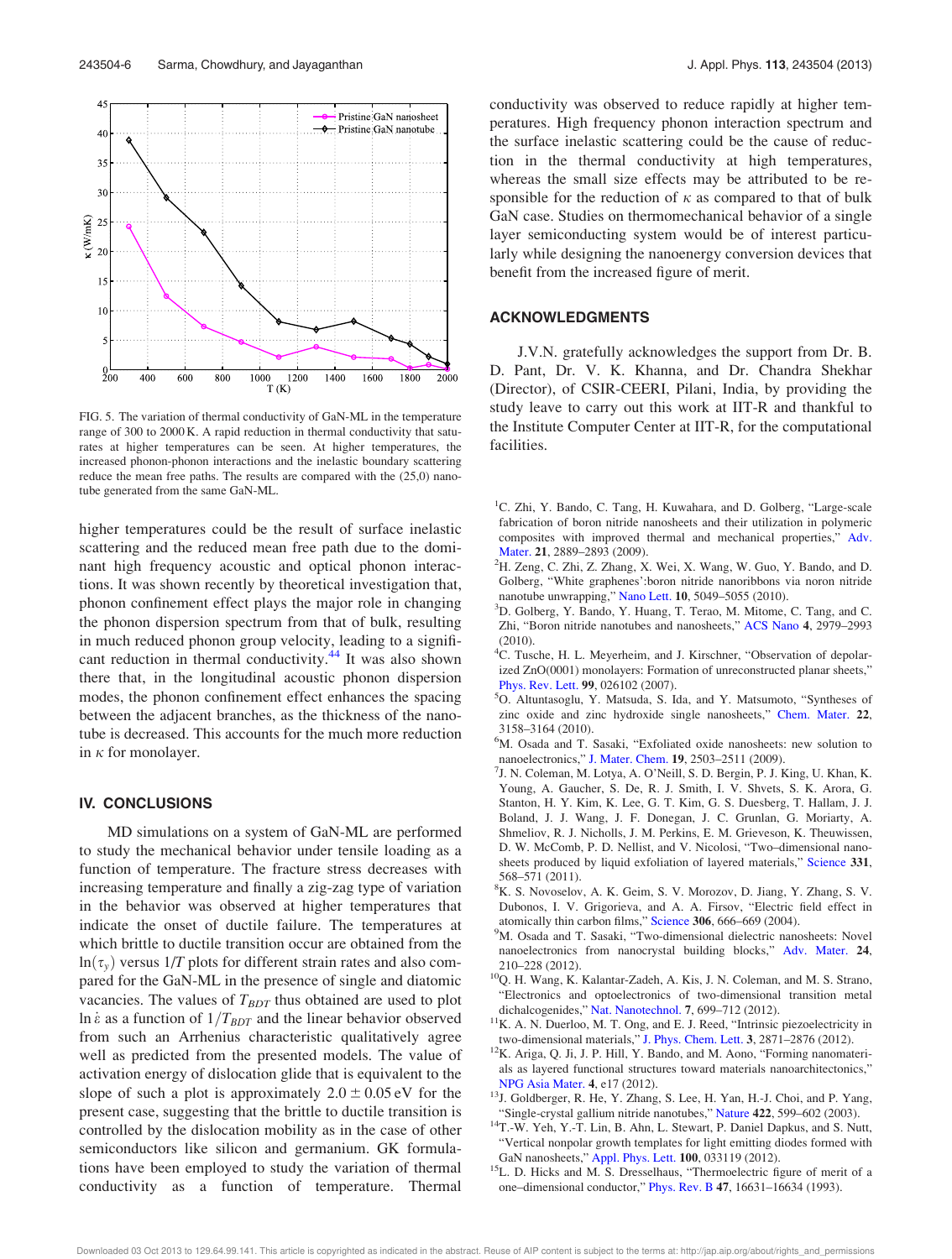FIG. 5. The variation of thermal conductivity of GaN-ML in the temperature range of 300 to 2000 K. A rapid reduction in thermal conductivity that saturates at higher temperatures can be seen. At higher temperatures, the increased phonon-phonon interactions and the inelastic boundary scattering reduce the mean free paths. The results are compared with the (25,0) nanotube generated from the same GaN-ML.

higher temperatures could be the result of surface inelastic scattering and the reduced mean free path due to the dominant high frequency acoustic and optical phonon interactions. It was shown recently by theoretical investigation that, phonon confinement effect plays the major role in changing the phonon dispersion spectrum from that of bulk, resulting in much reduced phonon group velocity, leading to a significant reduction in thermal conductivity.[44] It was also shown there that, in the longitudinal acoustic phonon dispersion modes, the phonon confinement effect enhances the spacing between the adjacent branches, as the thickness of the nanotube is decreased. This accounts for the much more reduction in $\kappa$ for monolayer.

## IV. CONCLUSIONS

MD simulations on a system of GaN-ML are performed to study the mechanical behavior under tensile loading as a function of temperature. The fracture stress decreases with increasing temperature and finally a zig-zag type of variation in the behavior was observed at higher temperatures that indicate the onset of ductile failure. The temperatures at which brittle to ductile transition occur are obtained from the $\ln(\tau_y)$ versus $1/T$ plots for different strain rates and also compared for the GaN-ML in the presence of single and diatomic vacancies. The values of $T_{BDT}$ thus obtained are used to plot $\ln \dot{\varepsilon}$ as a function of $1/T_{BDT}$ and the linear behavior observed from such an Arrhenius characteristic qualitatively agree well as predicted from the presented models. The value of activation energy of dislocation glide that is equivalent to the slope of such a plot is approximately $2.0 \pm 0.05$ eV for the present case, suggesting that the brittle to ductile transition is controlled by the dislocation mobility as in the case of other semiconductors like silicon and germanium. GK formulations have been employed to study the variation of thermal conductivity as a function of temperature. Thermal conductivity was observed to reduce rapidly at higher temperatures. High frequency phonon interaction spectrum and the surface inelastic scattering could be the cause of reduction in the thermal conductivity at high temperatures, whereas the small size effects may be attributed to be responsible for the reduction of $\kappa$ as compared to that of bulk GaN case. Studies on thermomechanical behavior of a single layer semiconducting system would be of interest particularly while designing the nanoenergy conversion devices that benefit from the increased figure of merit.

## ACKNOWLEDGMENTS

J.V.N. gratefully acknowledges the support from Dr. B. D. Pant, Dr. V. K. Khanna, and Dr. Chandra Shekhar (Director), of CSIR-CEERI, Pilani, India, by providing the study leave to carry out this work at IIT-R and thankful to the Institute Computer Center at IIT-R, for the computational facilities.

[1] C. Zhi, Y. Bando, C. Tang, H. Kuwahara, and D. Golberg, "Large-scale fabrication of boron nitride nanosheets and their utilization in polymeric composites with improved thermal and mechanical properties," Adv. Mater. **21**, 2889–2893 (2009).

[2] H. Zeng, C. Zhi, Z. Zhang, X. Wei, X. Wang, W. Guo, Y. Bando, and D. Golberg, "'White graphenes':boron nitride nanoribbons via noron nitride nanotube unwrapping," Nano Lett. **10**, 5049–5055 (2010).

[3] D. Golberg, Y. Bando, Y. Huang, T. Terao, M. Mitome, C. Tang, and C. Zhi, "Boron nitride nanotubes and nanosheets," ACS Nano **4**, 2979–2993 (2010).

[4] C. Tusche, H. L. Meyerheim, and J. Kirschner, "Observation of depolarized ZnO(0001) monolayers: Formation of unreconstructed planar sheets," Phys. Rev. Lett. **99**, 026102 (2007).

[5] O. Altuntasoglu, Y. Matsuda, S. Ida, and Y. Matsumoto, "Syntheses of zinc oxide and zinc hydroxide single nanosheets," Chem. Mater. **22**, 3158–3164 (2010).

[6] M. Osada and T. Sasaki, "Exfoliated oxide nanosheets: new solution to nanoelectronics," J. Mater. Chem. **19**, 2503–2511 (2009).

[7] J. N. Coleman, M. Lotya, A. O'Neill, S. D. Bergin, P. J. King, U. Khan, K. Young, A. Gaucher, S. De, R. J. Smith, I. V. Shvets, S. K. Arora, G. Stanton, H. Y. Kim, K. Lee, G. T. Kim, G. S. Duesberg, T. Hallam, J. J. Boland, J. J. Wang, J. F. Donegan, J. C. Grunlan, G. Moriarty, A. Shmeliov, R. J. Nicholls, J. M. Perkins, E. M. Grieveson, K. Theuwissen, D. W. McComb, P. D. Nellist, and V. Nicolosi, "Two–dimensional nanosheets produced by liquid exfoliation of layered materials," Science **331**, 568–571 (2011).

[8] K. S. Novoselov, A. K. Geim, S. V. Morozov, D. Jiang, Y. Zhang, S. V. Dubonos, I. V. Grigorieva, and A. A. Firsov, "Electric field effect in atomically thin carbon films," Science **306**, 666–669 (2004).

[9] M. Osada and T. Sasaki, "Two-dimensional dielectric nanosheets: Novel nanoelectronics from nanocrystal building blocks," Adv. Mater. **24**, 210–228 (2012).

[10] Q. H. Wang, K. Kalantar-Zadeh, A. Kis, J. N. Coleman, and M. S. Strano, "Electronics and optoelectronics of two-dimensional transition metal dichalcogenides," Nat. Nanotechnol. **7**, 699–712 (2012).

[11] K. A. N. Duerloo, M. T. Ong, and E. J. Reed, "Intrinsic piezoelectricity in two-dimensional materials," J. Phys. Chem. Lett. **3**, 2871–2876 (2012).

[12] K. Ariga, Q. Ji, J. P. Hill, Y. Bando, and M. Aono, "Forming nanomaterials as layered functional structures toward materials nanoarchitectonics," NPG Asia Mater. **4**, e17 (2012).

[13] J. Goldberger, R. He, Y. Zhang, S. Lee, H. Yan, H.-J. Choi, and P. Yang, "Single-crystal gallium nitride nanotubes," Nature **422**, 599–602 (2003).

[14] T.-W. Yeh, Y.-T. Lin, B. Ahn, L. Stewart, P. Daniel Dapkus, and S. Nutt, "Vertical nonpolar growth templates for light emitting diodes formed with GaN nanosheets," Appl. Phys. Lett. **100**, 033119 (2012).

[15] L. D. Hicks and M. S. Dresselhaus, "Thermoelectric figure of merit of a one–dimensional conductor," Phys. Rev. B **47**, 16631–16634 (1993).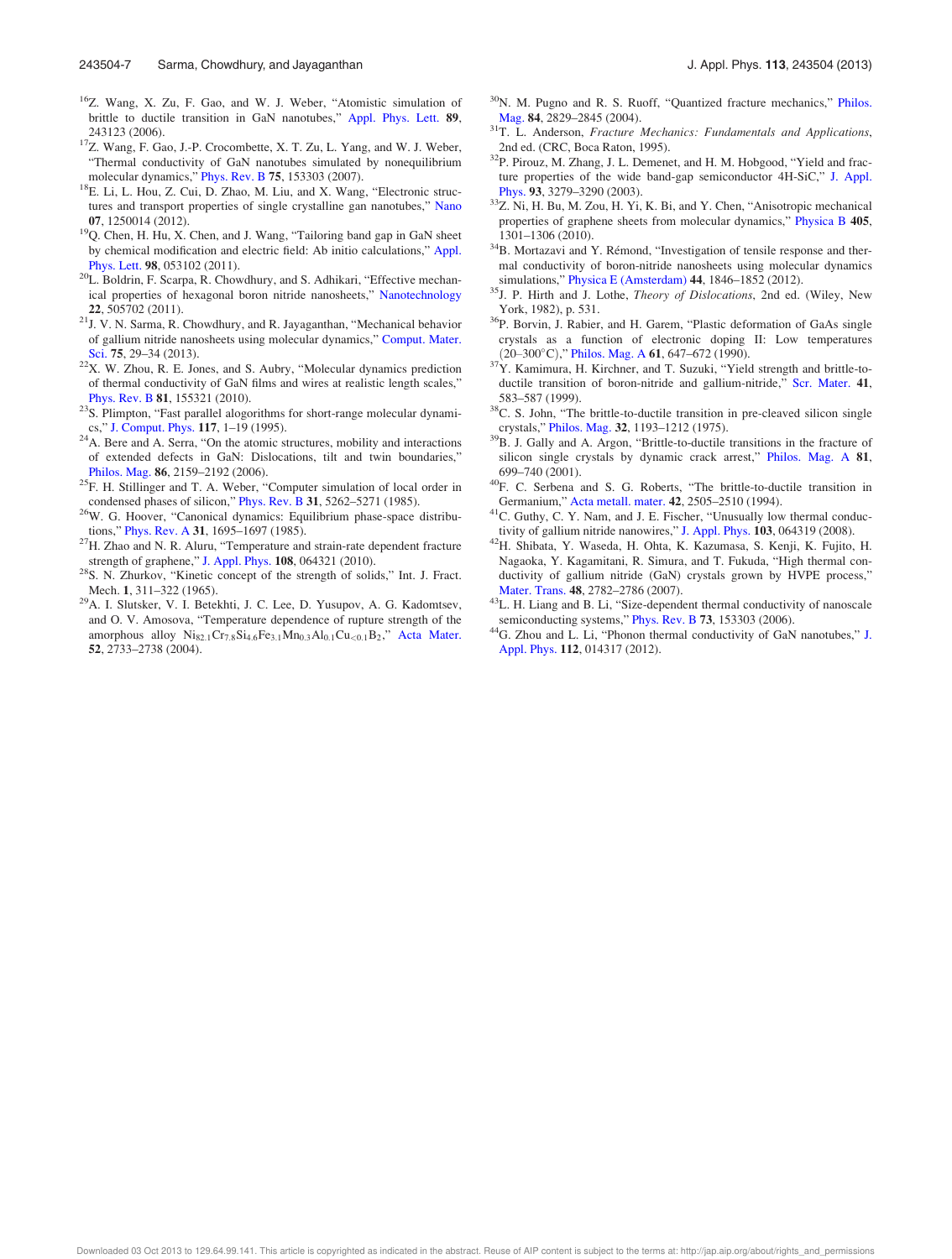[16] Z. Wang, X. Zu, F. Gao, and W. J. Weber, "Atomistic simulation of brittle to ductile transition in GaN nanotubes," Appl. Phys. Lett. **89**, 243123 (2006).

[17] Z. Wang, F. Gao, J.-P. Crocombette, X. T. Zu, L. Yang, and W. J. Weber, "Thermal conductivity of GaN nanotubes simulated by nonequilibrium molecular dynamics," Phys. Rev. B **75**, 153303 (2007).

[18] E. Li, L. Hou, Z. Cui, D. Zhao, M. Liu, and X. Wang, "Electronic structures and transport properties of single crystalline gan nanotubes," Nano **07**, 1250014 (2012).

[19] Q. Chen, H. Hu, X. Chen, and J. Wang, "Tailoring band gap in GaN sheet by chemical modification and electric field: Ab initio calculations," Appl. Phys. Lett. **98**, 053102 (2011).

[20] L. Boldrin, F. Scarpa, R. Chowdhury, and S. Adhikari, "Effective mechanical properties of hexagonal boron nitride nanosheets," Nanotechnology **22**, 505702 (2011).

[21] J. V. N. Sarma, R. Chowdhury, and R. Jayaganthan, "Mechanical behavior of gallium nitride nanosheets using molecular dynamics," Comput. Mater. Sci. **75**, 29–34 (2013).

[22] X. W. Zhou, R. E. Jones, and S. Aubry, "Molecular dynamics prediction of thermal conductivity of GaN films and wires at realistic length scales," Phys. Rev. B **81**, 155321 (2010).

[23] S. Plimpton, "Fast parallel alogorithms for short-range molecular dynamics," J. Comput. Phys. **117**, 1–19 (1995).

[24] A. Bere and A. Serra, "On the atomic structures, mobility and interactions of extended defects in GaN: Dislocations, tilt and twin boundaries," Philos. Mag. **86**, 2159–2192 (2006).

[25] F. H. Stillinger and T. A. Weber, "Computer simulation of local order in condensed phases of silicon," Phys. Rev. B **31**, 5262–5271 (1985).

[26] W. G. Hoover, "Canonical dynamics: Equilibrium phase-space distributions," Phys. Rev. A **31**, 1695–1697 (1985).

[27] H. Zhao and N. R. Aluru, "Temperature and strain-rate dependent fracture strength of graphene," J. Appl. Phys. **108**, 064321 (2010).

[28] S. N. Zhurkov, "Kinetic concept of the strength of solids," Int. J. Fract. Mech. **1**, 311–322 (1965).

[29] A. I. Slutsker, V. I. Betekhti, J. C. Lee, D. Yusupov, A. G. Kadomtsev, and O. V. Amosova, "Temperature dependence of rupture strength of the amorphous alloy $Ni_{82.1}Cr_{7.8}Si_{4.6}Fe_{3.1}Mn_{0.3}Al_{0.1}Cu_{<0.1}B_2$," Acta Mater. **52**, 2733–2738 (2004).

[30] N. M. Pugno and R. S. Ruoff, "Quantized fracture mechanics," Philos. Mag. **84**, 2829–2845 (2004).

[31] T. L. Anderson, *Fracture Mechanics: Fundamentals and Applications*, 2nd ed. (CRC, Boca Raton, 1995).

[32] P. Pirouz, M. Zhang, J. L. Demenet, and H. M. Hobgood, "Yield and fracture properties of the wide band-gap semiconductor 4H-SiC," J. Appl. Phys. **93**, 3279–3290 (2003).

[33] Z. Ni, H. Bu, M. Zou, H. Yi, K. Bi, and Y. Chen, "Anisotropic mechanical properties of graphene sheets from molecular dynamics," Physica B **405**, 1301–1306 (2010).

[34] B. Mortazavi and Y. Rémond, "Investigation of tensile response and thermal conductivity of boron-nitride nanosheets using molecular dynamics simulations," Physica E (Amsterdam) **44**, 1846–1852 (2012).

[35] J. P. Hirth and J. Lothe, *Theory of Dislocations*, 2nd ed. (Wiley, New York, 1982), p. 531.

[36] P. Borvin, J. Rabier, and H. Garem, "Plastic deformation of GaAs single crystals as a function of electronic doping II: Low temperatures (20–300°C)," Philos. Mag. A **61**, 647–672 (1990).

[37] Y. Kamimura, H. Kirchner, and T. Suzuki, "Yield strength and brittle-to-ductile transition of boron-nitride and gallium-nitride," Scr. Mater. **41**, 583–587 (1999).

[38] C. S. John, "The brittle-to-ductile transition in pre-cleaved silicon single crystals," Philos. Mag. **32**, 1193–1212 (1975).

[39] B. J. Gally and A. Argon, "Brittle-to-ductile transitions in the fracture of silicon single crystals by dynamic crack arrest," Philos. Mag. A **81**, 699–740 (2001).

[40] F. C. Serbena and S. G. Roberts, "The brittle-to-ductile transition in Germanium," Acta metall. mater. **42**, 2505–2510 (1994).

[41] C. Guthy, C. Y. Nam, and J. E. Fischer, "Unusually low thermal conductivity of gallium nitride nanowires," J. Appl. Phys. **103**, 064319 (2008).

[42] H. Shibata, Y. Waseda, H. Ohta, K. Kazumasa, S. Kenji, K. Fujito, H. Nagaoka, Y. Kagamitani, R. Simura, and T. Fukuda, "High thermal conductivity of gallium nitride (GaN) crystals grown by HVPE process," Mater. Trans. **48**, 2782–2786 (2007).

[43] L. H. Liang and B. Li, "Size-dependent thermal conductivity of nanoscale semiconducting systems," Phys. Rev. B **73**, 153303 (2006).

[44] G. Zhou and L. Li, "Phonon thermal conductivity of GaN nanotubes," J. Appl. Phys. **112**, 014317 (2012).